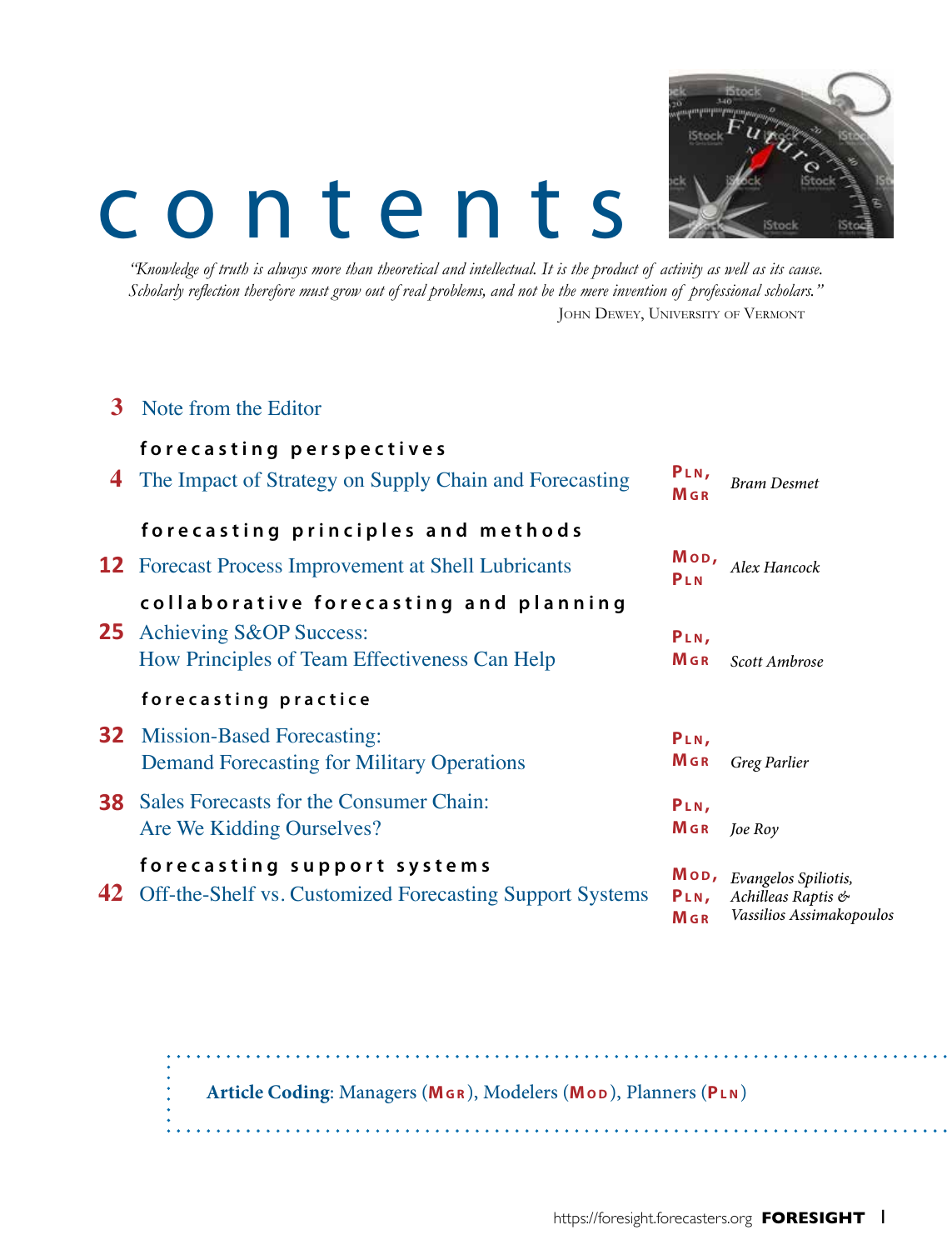# contents

*"Knowledge of truth is always more than theoretical and intellectual. It is the product of activity as well as its cause. Scholarly reflection therefore must grow out of real problems, and not be the mere invention of professional scholars."*

John Dewey, University of Vermont

**3** Note from the Editor

### forecasting perspectives

**4** The Impact of Strategy on Supply Chain and Forecasting — **Pln, Mgr** — *Bram Desmet*

### forecasting principles and methods

**12** Forecast Process Improvement at Shell Lubricants — **Mod, Pln** — *Alex Hancock*

### collaborative forecasting and planning

**25** Achieving S&OP Success: How Principles of Team Effectiveness Can Help — **Pln, Mgr** — *Scott Ambrose*

### forecasting practice

**32** Mission-Based Forecasting: Demand Forecasting for Military Operations — **Pln, Mgr** — *Greg Parlier*

**38** Sales Forecasts for the Consumer Chain: Are We Kidding Ourselves? — **Pln, Mgr** — *Joe Roy*

### forecasting support systems

**42** Off-the-Shelf vs. Customized Forecasting Support Systems — **Mod, Pln, Mgr** — *Evangelos Spiliotis, Achilleas Raptis & Vassilios Assimakopoulos*

**Article Coding**: Managers (**Mgr**), Modelers (**Mod**), Planners (**Pln**)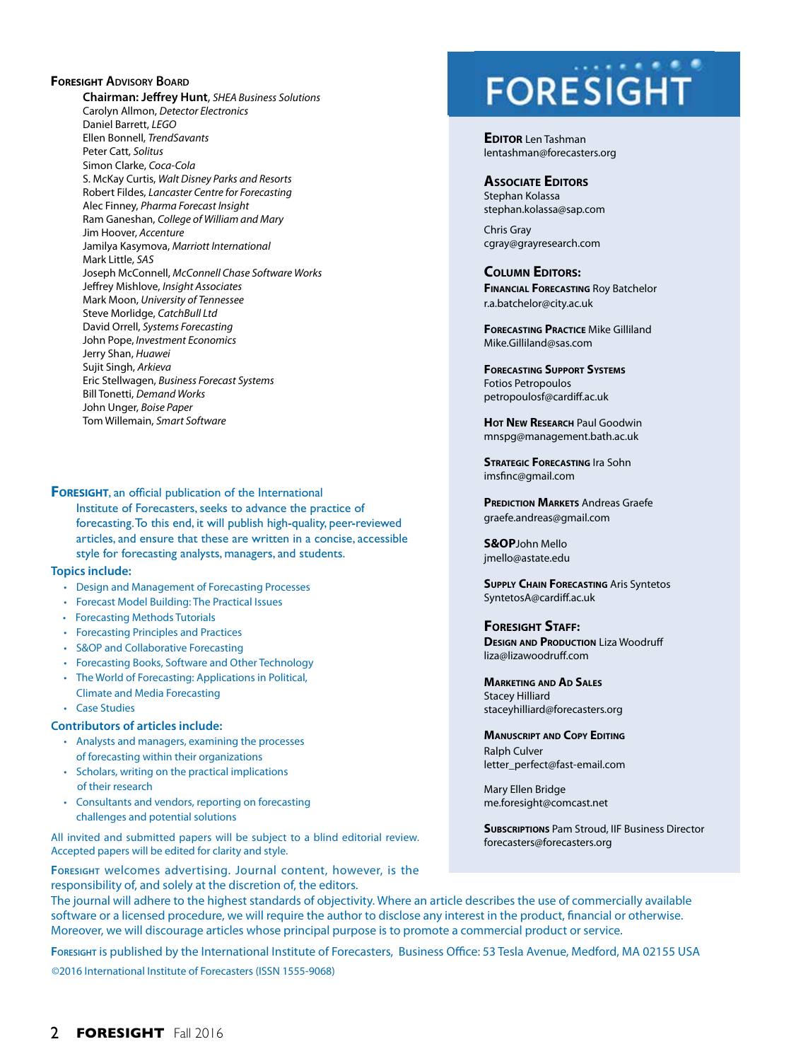## Foresight Advisory Board

**Chairman: Jeffrey Hunt**, *SHEA Business Solutions*
Carolyn Allmon, *Detector Electronics*
Daniel Barrett, *LEGO*
Ellen Bonnell, *TrendSavants*
Peter Catt, *Solitus*
Simon Clarke, *Coca-Cola*
S. McKay Curtis, *Walt Disney Parks and Resorts*
Robert Fildes, *Lancaster Centre for Forecasting*
Alec Finney, *Pharma Forecast Insight*
Ram Ganeshan, *College of William and Mary*
Jim Hoover, *Accenture*
Jamilya Kasymova, *Marriott International*
Mark Little, *SAS*
Joseph McConnell, *McConnell Chase Software Works*
Jeffrey Mishlove, *Insight Associates*
Mark Moon, *University of Tennessee*
Steve Morlidge, *CatchBull Ltd*
David Orrell, *Systems Forecasting*
John Pope, *Investment Economics*
Jerry Shan, *Huawei*
Sujit Singh, *Arkieva*
Eric Stellwagen, *Business Forecast Systems*
Bill Tonetti, *Demand Works*
John Unger, *Boise Paper*
Tom Willemain, *Smart Software*

**Foresight**, an official publication of the International Institute of Forecasters, seeks to advance the practice of forecasting. To this end, it will publish high-quality, peer-reviewed articles, and ensure that these are written in a concise, accessible style for forecasting analysts, managers, and students.

**Topics include:**

- Design and Management of Forecasting Processes
- Forecast Model Building: The Practical Issues
- Forecasting Methods Tutorials
- Forecasting Principles and Practices
- S&OP and Collaborative Forecasting
- Forecasting Books, Software and Other Technology
- The World of Forecasting: Applications in Political, Climate and Media Forecasting
- Case Studies

**Contributors of articles include:**

- Analysts and managers, examining the processes of forecasting within their organizations
- Scholars, writing on the practical implications of their research
- Consultants and vendors, reporting on forecasting challenges and potential solutions

All invited and submitted papers will be subject to a blind editorial review. Accepted papers will be edited for clarity and style.

Foresight welcomes advertising. Journal content, however, is the responsibility of, and solely at the discretion of, the editors.
The journal will adhere to the highest standards of objectivity. Where an article describes the use of commercially available software or a licensed procedure, we will require the author to disclose any interest in the product, financial or otherwise. Moreover, we will discourage articles whose principal purpose is to promote a commercial product or service.

Foresight is published by the International Institute of Forecasters, Business Office: 53 Tesla Avenue, Medford, MA 02155 USA
©2016 International Institute of Forecasters (ISSN 1555-9068)

# FORESIGHT

**Editor** Len Tashman
lentashman@forecasters.org

**Associate Editors**
Stephan Kolassa
stephan.kolassa@sap.com

Chris Gray
cgray@grayresearch.com

**Column Editors:**

**Financial Forecasting** Roy Batchelor
r.a.batchelor@city.ac.uk

**Forecasting Practice** Mike Gilliland
Mike.Gilliland@sas.com

**Forecasting Support Systems**
Fotios Petropoulos
petropoulosf@cardiff.ac.uk

**Hot New Research** Paul Goodwin
mnspg@management.bath.ac.uk

**Strategic Forecasting** Ira Sohn
imsfinc@gmail.com

**Prediction Markets** Andreas Graefe
graefe.andreas@gmail.com

**S&OP** John Mello
jmello@astate.edu

**Supply Chain Forecasting** Aris Syntetos
SyntetosA@cardiff.ac.uk

**Foresight Staff:**

**Design and Production** Liza Woodruff
liza@lizawoodruff.com

**Marketing and Ad Sales**
Stacey Hilliard
staceyhilliard@forecasters.org

**Manuscript and Copy Editing**
Ralph Culver
letter_perfect@fast-email.com

Mary Ellen Bridge
me.foresight@comcast.net

**Subscriptions** Pam Stroud, IIF Business Director
forecasters@forecasters.org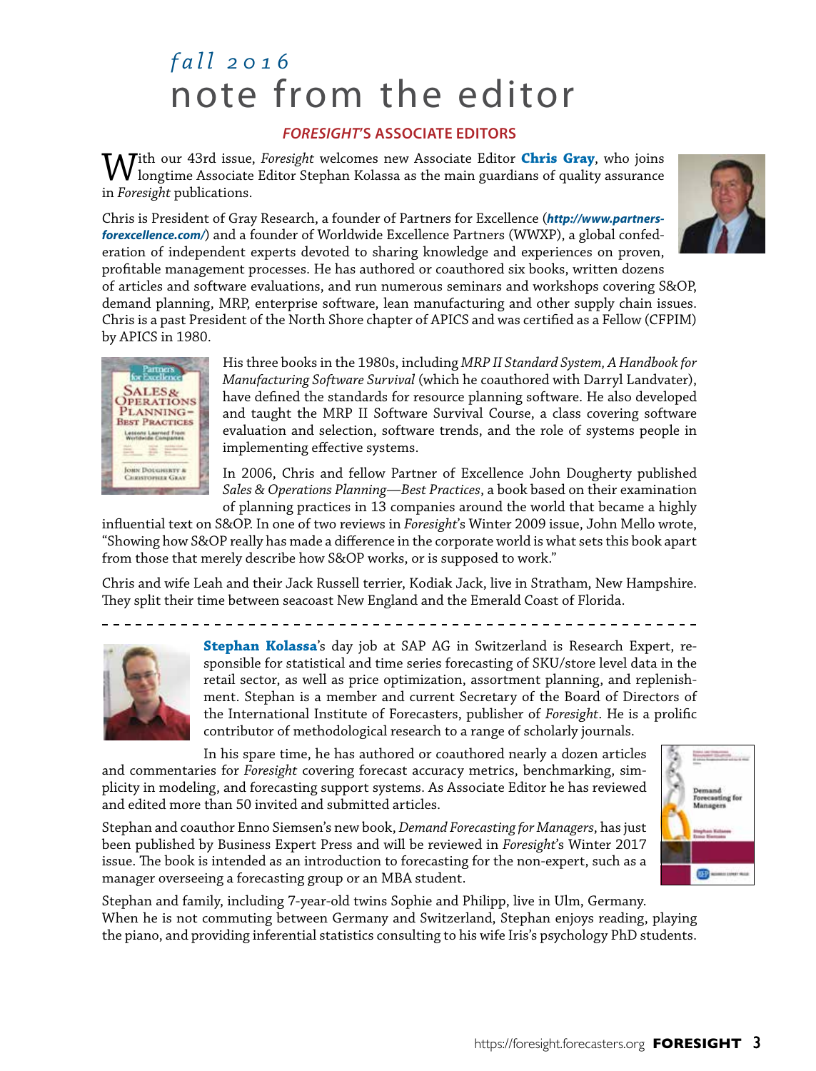*fall 2016*

# note from the editor

## *FORESIGHT*'S ASSOCIATE EDITORS

With our 43rd issue, *Foresight* welcomes new Associate Editor **Chris Gray**, who joins longtime Associate Editor Stephan Kolassa as the main guardians of quality assurance in *Foresight* publications.

Chris is President of Gray Research, a founder of Partners for Excellence (***http://www.partners-forexcellence.com/***) and a founder of Worldwide Excellence Partners (WWXP), a global confederation of independent experts devoted to sharing knowledge and experiences on proven, profitable management processes. He has authored or coauthored six books, written dozens of articles and software evaluations, and run numerous seminars and workshops covering S&OP, demand planning, MRP, enterprise software, lean manufacturing and other supply chain issues. Chris is a past President of the North Shore chapter of APICS and was certified as a Fellow (CFPIM) by APICS in 1980.

His three books in the 1980s, including *MRP II Standard System, A Handbook for Manufacturing Software Survival* (which he coauthored with Darryl Landvater), have defined the standards for resource planning software. He also developed and taught the MRP II Software Survival Course, a class covering software evaluation and selection, software trends, and the role of systems people in implementing effective systems.

In 2006, Chris and fellow Partner of Excellence John Dougherty published *Sales & Operations Planning—Best Practices*, a book based on their examination of planning practices in 13 companies around the world that became a highly influential text on S&OP. In one of two reviews in *Foresight*'s Winter 2009 issue, John Mello wrote, "Showing how S&OP really has made a difference in the corporate world is what sets this book apart from those that merely describe how S&OP works, or is supposed to work."

Chris and wife Leah and their Jack Russell terrier, Kodiak Jack, live in Stratham, New Hampshire. They split their time between seacoast New England and the Emerald Coast of Florida.

---

**Stephan Kolassa**'s day job at SAP AG in Switzerland is Research Expert, responsible for statistical and time series forecasting of SKU/store level data in the retail sector, as well as price optimization, assortment planning, and replenishment. Stephan is a member and current Secretary of the Board of Directors of the International Institute of Forecasters, publisher of *Foresight*. He is a prolific contributor of methodological research to a range of scholarly journals.

In his spare time, he has authored or coauthored nearly a dozen articles and commentaries for *Foresight* covering forecast accuracy metrics, benchmarking, simplicity in modeling, and forecasting support systems. As Associate Editor he has reviewed and edited more than 50 invited and submitted articles.

Stephan and coauthor Enno Siemsen's new book, *Demand Forecasting for Managers*, has just been published by Business Expert Press and will be reviewed in *Foresight*'s Winter 2017 issue. The book is intended as an introduction to forecasting for the non-expert, such as a manager overseeing a forecasting group or an MBA student.

Stephan and family, including 7-year-old twins Sophie and Philipp, live in Ulm, Germany. When he is not commuting between Germany and Switzerland, Stephan enjoys reading, playing the piano, and providing inferential statistics consulting to his wife Iris's psychology PhD students.